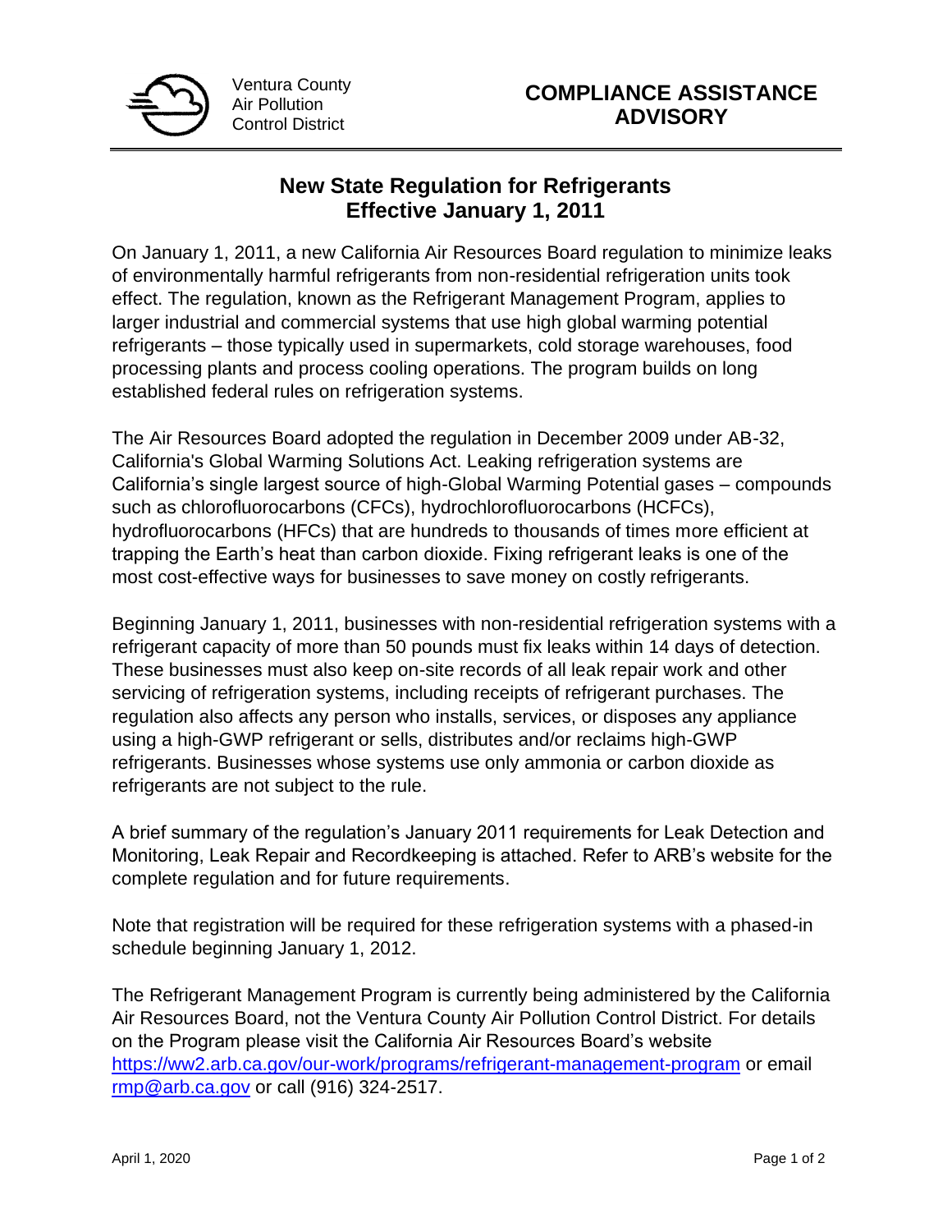Ventura County
Air Pollution
Control District

**COMPLIANCE ASSISTANCE ADVISORY**

# New State Regulation for Refrigerants Effective January 1, 2011

On January 1, 2011, a new California Air Resources Board regulation to minimize leaks of environmentally harmful refrigerants from non-residential refrigeration units took effect. The regulation, known as the Refrigerant Management Program, applies to larger industrial and commercial systems that use high global warming potential refrigerants – those typically used in supermarkets, cold storage warehouses, food processing plants and process cooling operations. The program builds on long established federal rules on refrigeration systems.

The Air Resources Board adopted the regulation in December 2009 under AB-32, California's Global Warming Solutions Act. Leaking refrigeration systems are California's single largest source of high-Global Warming Potential gases – compounds such as chlorofluorocarbons (CFCs), hydrochlorofluorocarbons (HCFCs), hydrofluorocarbons (HFCs) that are hundreds to thousands of times more efficient at trapping the Earth's heat than carbon dioxide. Fixing refrigerant leaks is one of the most cost-effective ways for businesses to save money on costly refrigerants.

Beginning January 1, 2011, businesses with non-residential refrigeration systems with a refrigerant capacity of more than 50 pounds must fix leaks within 14 days of detection. These businesses must also keep on-site records of all leak repair work and other servicing of refrigeration systems, including receipts of refrigerant purchases. The regulation also affects any person who installs, services, or disposes any appliance using a high-GWP refrigerant or sells, distributes and/or reclaims high-GWP refrigerants. Businesses whose systems use only ammonia or carbon dioxide as refrigerants are not subject to the rule.

A brief summary of the regulation's January 2011 requirements for Leak Detection and Monitoring, Leak Repair and Recordkeeping is attached. Refer to ARB's website for the complete regulation and for future requirements.

Note that registration will be required for these refrigeration systems with a phased-in schedule beginning January 1, 2012.

The Refrigerant Management Program is currently being administered by the California Air Resources Board, not the Ventura County Air Pollution Control District. For details on the Program please visit the California Air Resources Board's website https://ww2.arb.ca.gov/our-work/programs/refrigerant-management-program or email rmp@arb.ca.gov or call (916) 324-2517.

April 1, 2020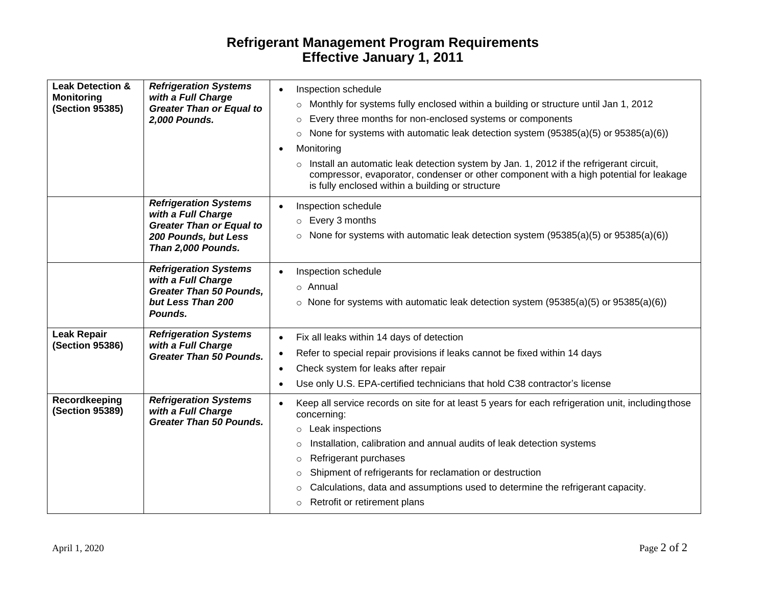# Refrigerant Management Program Requirements
# Effective January 1, 2011

| | | |
|---|---|---|
| **Leak Detection & Monitoring (Section 95385)** | ***Refrigeration Systems with a Full Charge Greater Than or Equal to 2,000 Pounds.*** | • Inspection schedule<br>&nbsp;&nbsp;○ Monthly for systems fully enclosed within a building or structure until Jan 1, 2012<br>&nbsp;&nbsp;○ Every three months for non-enclosed systems or components<br>&nbsp;&nbsp;○ None for systems with automatic leak detection system (95385(a)(5) or 95385(a)(6))<br>• Monitoring<br>&nbsp;&nbsp;○ Install an automatic leak detection system by Jan. 1, 2012 if the refrigerant circuit, compressor, evaporator, condenser or other component with a high potential for leakage is fully enclosed within a building or structure |
| | ***Refrigeration Systems with a Full Charge Greater Than or Equal to 200 Pounds, but Less Than 2,000 Pounds.*** | • Inspection schedule<br>&nbsp;&nbsp;○ Every 3 months<br>&nbsp;&nbsp;○ None for systems with automatic leak detection system (95385(a)(5) or 95385(a)(6)) |
| | ***Refrigeration Systems with a Full Charge Greater Than 50 Pounds, but Less Than 200 Pounds.*** | • Inspection schedule<br>&nbsp;&nbsp;○ Annual<br>&nbsp;&nbsp;○ None for systems with automatic leak detection system (95385(a)(5) or 95385(a)(6)) |
| **Leak Repair (Section 95386)** | ***Refrigeration Systems with a Full Charge Greater Than 50 Pounds.*** | • Fix all leaks within 14 days of detection<br>• Refer to special repair provisions if leaks cannot be fixed within 14 days<br>• Check system for leaks after repair<br>• Use only U.S. EPA-certified technicians that hold C38 contractor's license |
| **Recordkeeping (Section 95389)** | ***Refrigeration Systems with a Full Charge Greater Than 50 Pounds.*** | • Keep all service records on site for at least 5 years for each refrigeration unit, including those concerning:<br>&nbsp;&nbsp;○ Leak inspections<br>&nbsp;&nbsp;○ Installation, calibration and annual audits of leak detection systems<br>&nbsp;&nbsp;○ Refrigerant purchases<br>&nbsp;&nbsp;○ Shipment of refrigerants for reclamation or destruction<br>&nbsp;&nbsp;○ Calculations, data and assumptions used to determine the refrigerant capacity.<br>&nbsp;&nbsp;○ Retrofit or retirement plans |

April 1, 2020